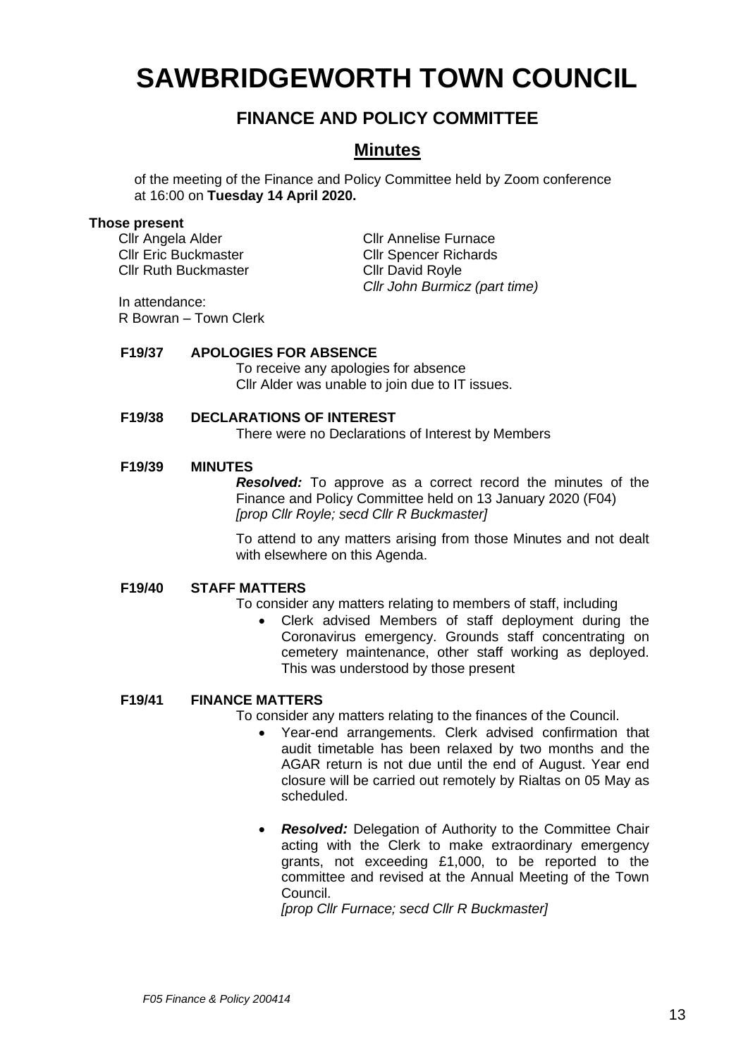# SAWBRIDGEWORTH TOWN COUNCIL

## FINANCE AND POLICY COMMITTEE

## Minutes

of the meeting of the Finance and Policy Committee held by Zoom conference at 16:00 on **Tuesday 14 April 2020.**

**Those present**

Cllr Angela Alder
Cllr Eric Buckmaster
Cllr Ruth Buckmaster
Cllr Annelise Furnace
Cllr Spencer Richards
Cllr David Royle
*Cllr John Burmicz (part time)*

In attendance:
R Bowran – Town Clerk

**F19/37 APOLOGIES FOR ABSENCE**

To receive any apologies for absence
Cllr Alder was unable to join due to IT issues.

**F19/38 DECLARATIONS OF INTEREST**

There were no Declarations of Interest by Members

**F19/39 MINUTES**

***Resolved:*** To approve as a correct record the minutes of the Finance and Policy Committee held on 13 January 2020 (F04)
*[prop Cllr Royle; secd Cllr R Buckmaster]*

To attend to any matters arising from those Minutes and not dealt with elsewhere on this Agenda.

**F19/40 STAFF MATTERS**

To consider any matters relating to members of staff, including

- Clerk advised Members of staff deployment during the Coronavirus emergency. Grounds staff concentrating on cemetery maintenance, other staff working as deployed. This was understood by those present

**F19/41 FINANCE MATTERS**

To consider any matters relating to the finances of the Council.

- Year-end arrangements. Clerk advised confirmation that audit timetable has been relaxed by two months and the AGAR return is not due until the end of August. Year end closure will be carried out remotely by Rialtas on 05 May as scheduled.

- ***Resolved:*** Delegation of Authority to the Committee Chair acting with the Clerk to make extraordinary emergency grants, not exceeding £1,000, to be reported to the committee and revised at the Annual Meeting of the Town Council.
  *[prop Cllr Furnace; secd Cllr R Buckmaster]*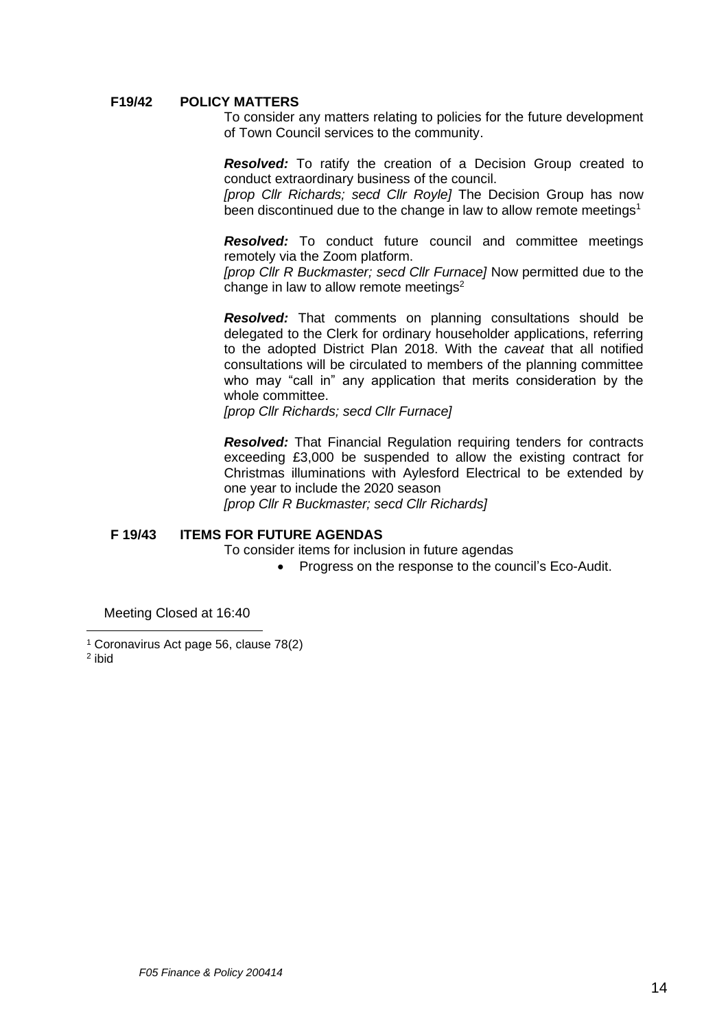**F19/42 POLICY MATTERS**

To consider any matters relating to policies for the future development of Town Council services to the community.

***Resolved:*** To ratify the creation of a Decision Group created to conduct extraordinary business of the council.
*[prop Cllr Richards; secd Cllr Royle]* The Decision Group has now been discontinued due to the change in law to allow remote meetings[1]

***Resolved:*** To conduct future council and committee meetings remotely via the Zoom platform.
*[prop Cllr R Buckmaster; secd Cllr Furnace]* Now permitted due to the change in law to allow remote meetings[2]

***Resolved:*** That comments on planning consultations should be delegated to the Clerk for ordinary householder applications, referring to the adopted District Plan 2018. With the *caveat* that all notified consultations will be circulated to members of the planning committee who may "call in" any application that merits consideration by the whole committee.
*[prop Cllr Richards; secd Cllr Furnace]*

***Resolved:*** That Financial Regulation requiring tenders for contracts exceeding £3,000 be suspended to allow the existing contract for Christmas illuminations with Aylesford Electrical to be extended by one year to include the 2020 season
*[prop Cllr R Buckmaster; secd Cllr Richards]*

**F 19/43 ITEMS FOR FUTURE AGENDAS**

To consider items for inclusion in future agendas

- Progress on the response to the council's Eco-Audit.

Meeting Closed at 16:40

---

[1] Coronavirus Act page 56, clause 78(2)

[2] ibid

*F05 Finance & Policy 200414*